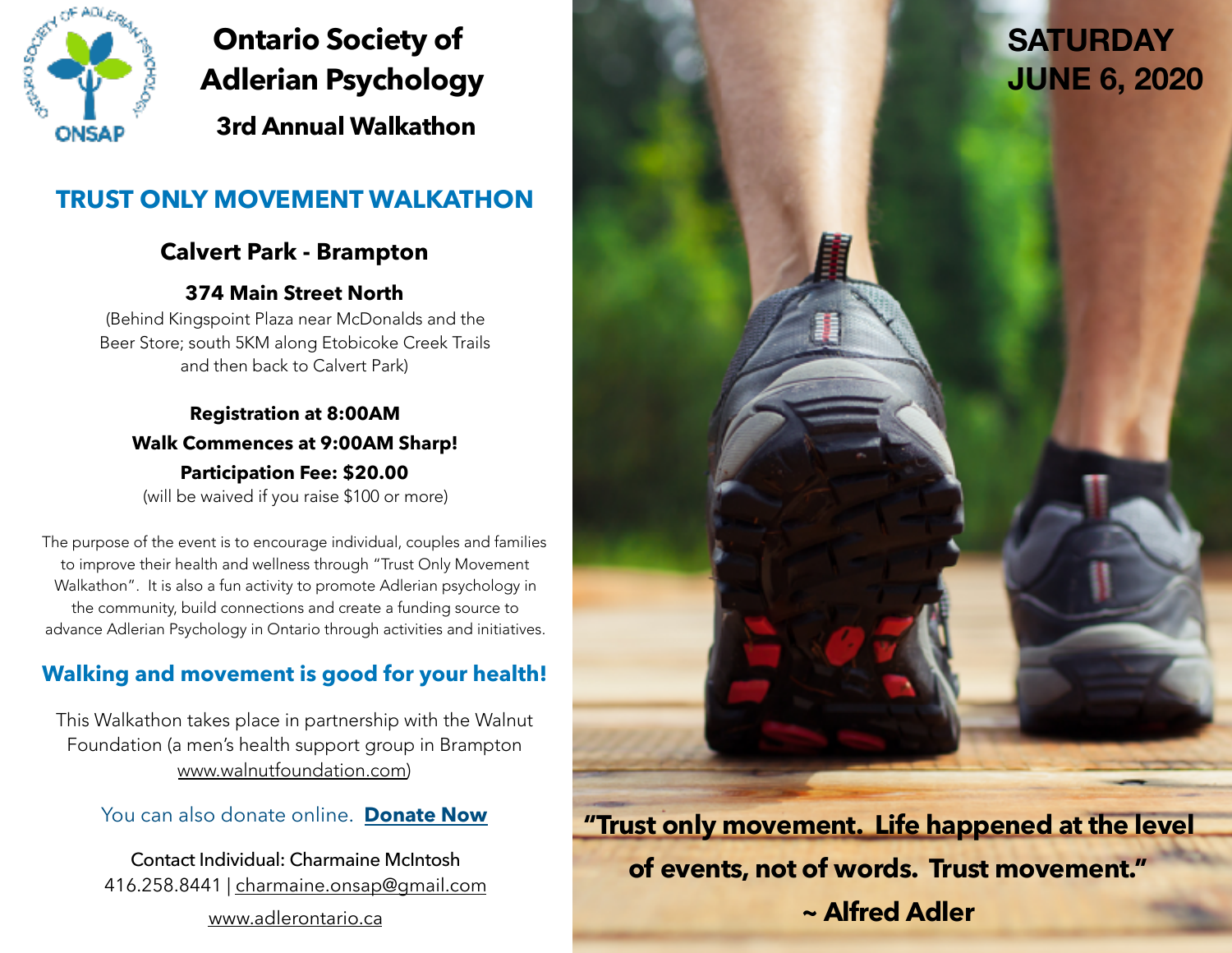# Ontario Society of Adlerian Psychology

ONSAP

### 3rd Annual Walkathon

**SATURDAY JUNE 6, 2020**

## TRUST ONLY MOVEMENT WALKATHON

### Calvert Park - Brampton

**374 Main Street North**

(Behind Kingspoint Plaza near McDonalds and the Beer Store; south 5KM along Etobicoke Creek Trails and then back to Calvert Park)

**Registration at 8:00AM**

**Walk Commences at 9:00AM Sharp!**

**Participation Fee: $20.00**

(will be waived if you raise $100 or more)

The purpose of the event is to encourage individual, couples and families to improve their health and wellness through "Trust Only Movement Walkathon". It is also a fun activity to promote Adlerian psychology in the community, build connections and create a funding source to advance Adlerian Psychology in Ontario through activities and initiatives.

## Walking and movement is good for your health!

This Walkathon takes place in partnership with the Walnut Foundation (a men's health support group in Brampton www.walnutfoundation.com)

You can also donate online. **Donate Now**

Contact Individual: Charmaine McIntosh
416.258.8441 | charmaine.onsap@gmail.com

www.adlerontario.ca

**"Trust only movement. Life happened at the level of events, not of words. Trust movement."**
**~ Alfred Adler**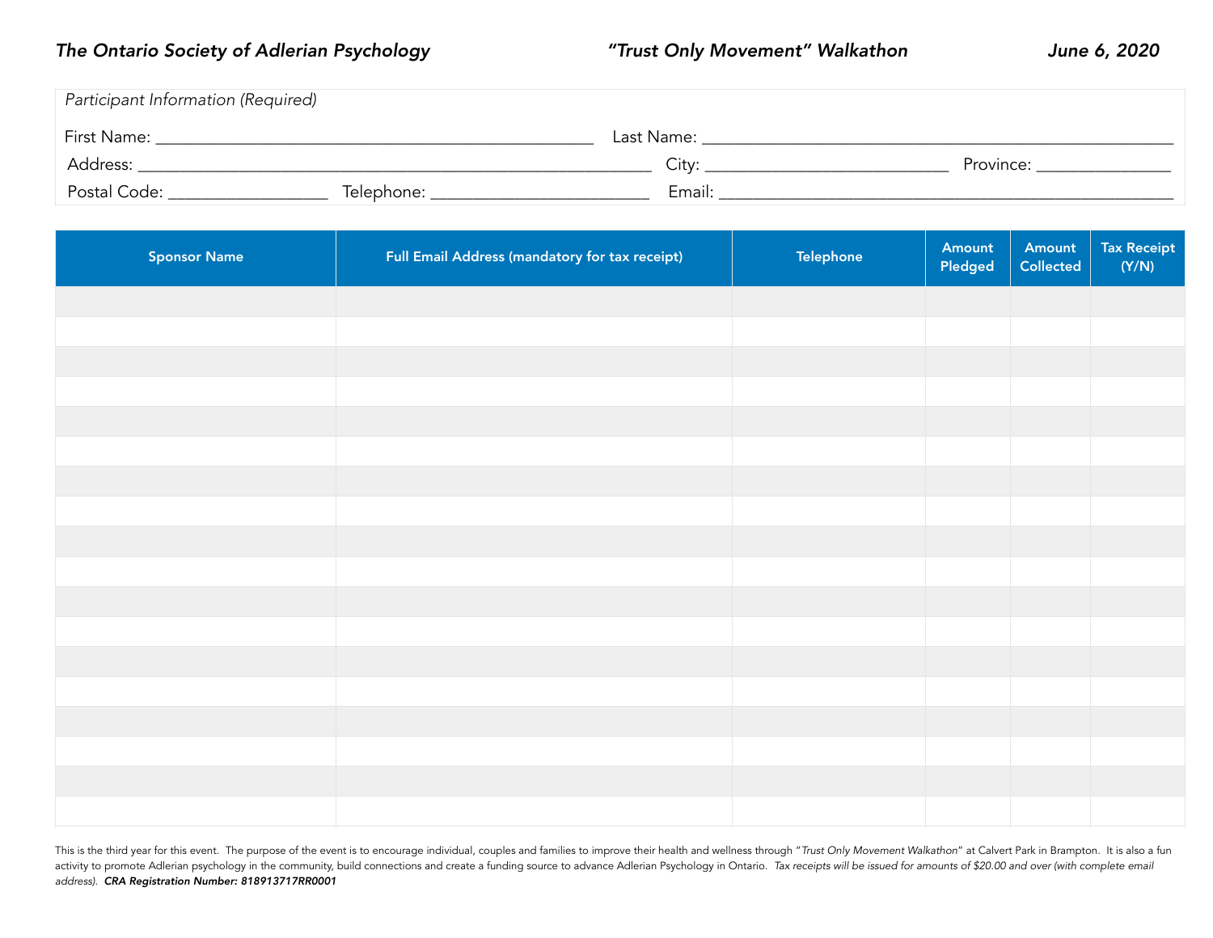*The Ontario Society of Adlerian Psychology* *"Trust Only Movement" Walkathon* *June 6, 2020*

*Participant Information (Required)*

First Name: ______________________________ Last Name: ______________________________

Address: ______________________________ City: ______________________________ Province: ______________

Postal Code: ______________ Telephone: ______________________ Email: ______________________________

| Sponsor Name | Full Email Address (mandatory for tax receipt) | Telephone | Amount Pledged | Amount Collected | Tax Receipt (Y/N) |
|---|---|---|---|---|---|
| | | | | | |
| | | | | | |
| | | | | | |
| | | | | | |
| | | | | | |
| | | | | | |
| | | | | | |
| | | | | | |
| | | | | | |
| | | | | | |
| | | | | | |
| | | | | | |
| | | | | | |
| | | | | | |
| | | | | | |
| | | | | | |
| | | | | | |
| | | | | | |

This is the third year for this event. The purpose of the event is to encourage individual, couples and families to improve their health and wellness through "*Trust Only Movement Walkathon*" at Calvert Park in Brampton. It is also a fun activity to promote Adlerian psychology in the community, build connections and create a funding source to advance Adlerian Psychology in Ontario. *Tax receipts will be issued for amounts of $20.00 and over (with complete email address).* ***CRA Registration Number: 818913717RR0001***